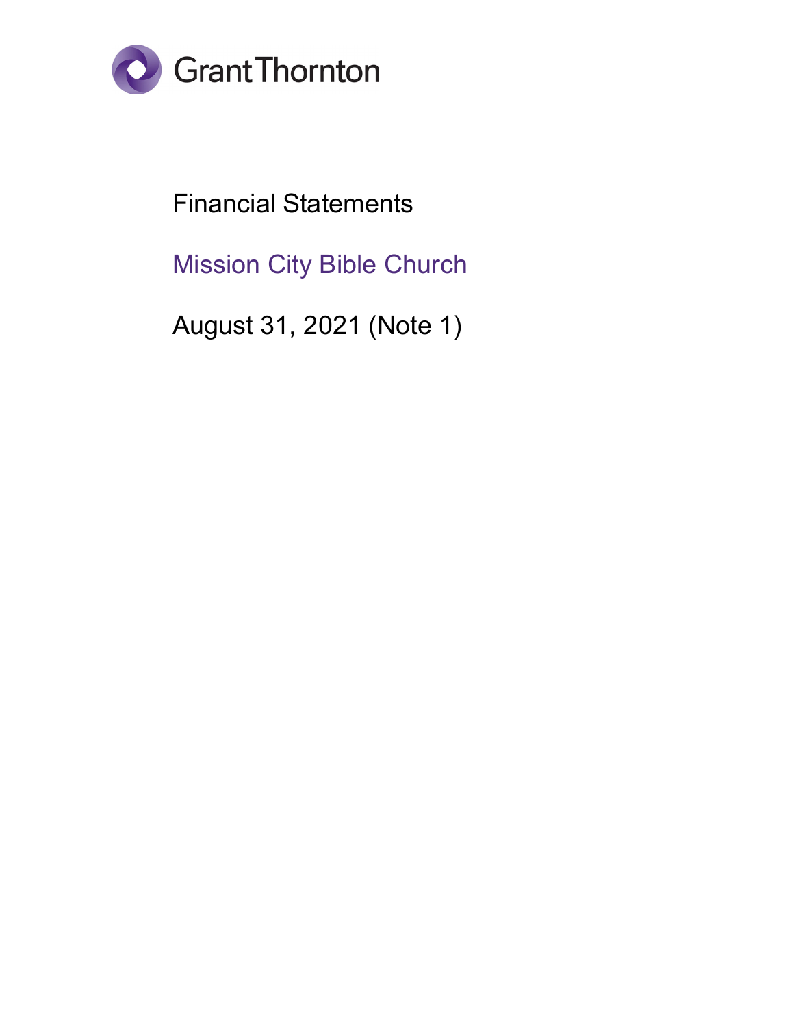Grant Thornton

# Financial Statements

## Mission City Bible Church

August 31, 2021 (Note 1)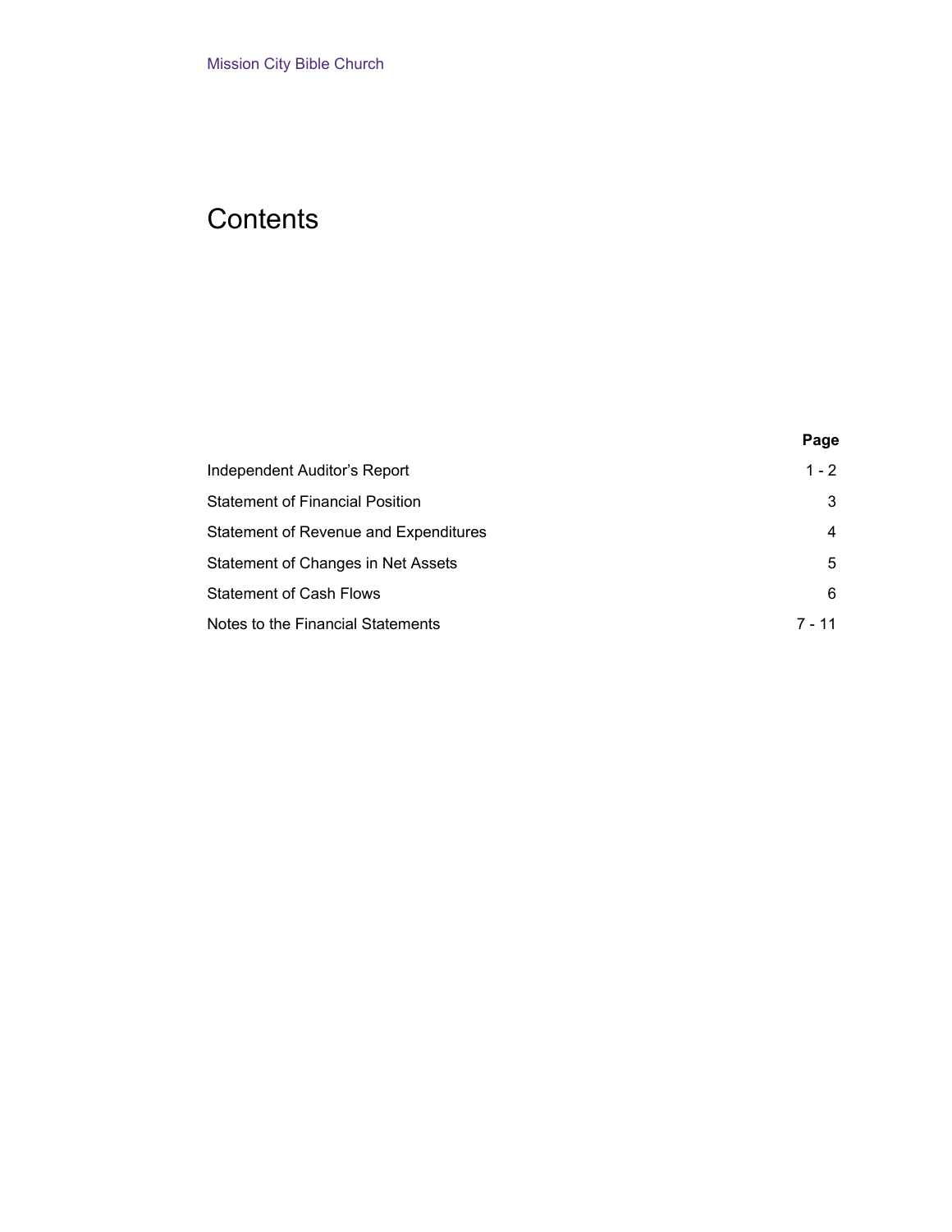Mission City Bible Church

# Contents

| | Page |
|---|---|
| Independent Auditor's Report | 1 - 2 |
| Statement of Financial Position | 3 |
| Statement of Revenue and Expenditures | 4 |
| Statement of Changes in Net Assets | 5 |
| Statement of Cash Flows | 6 |
| Notes to the Financial Statements | 7 - 11 |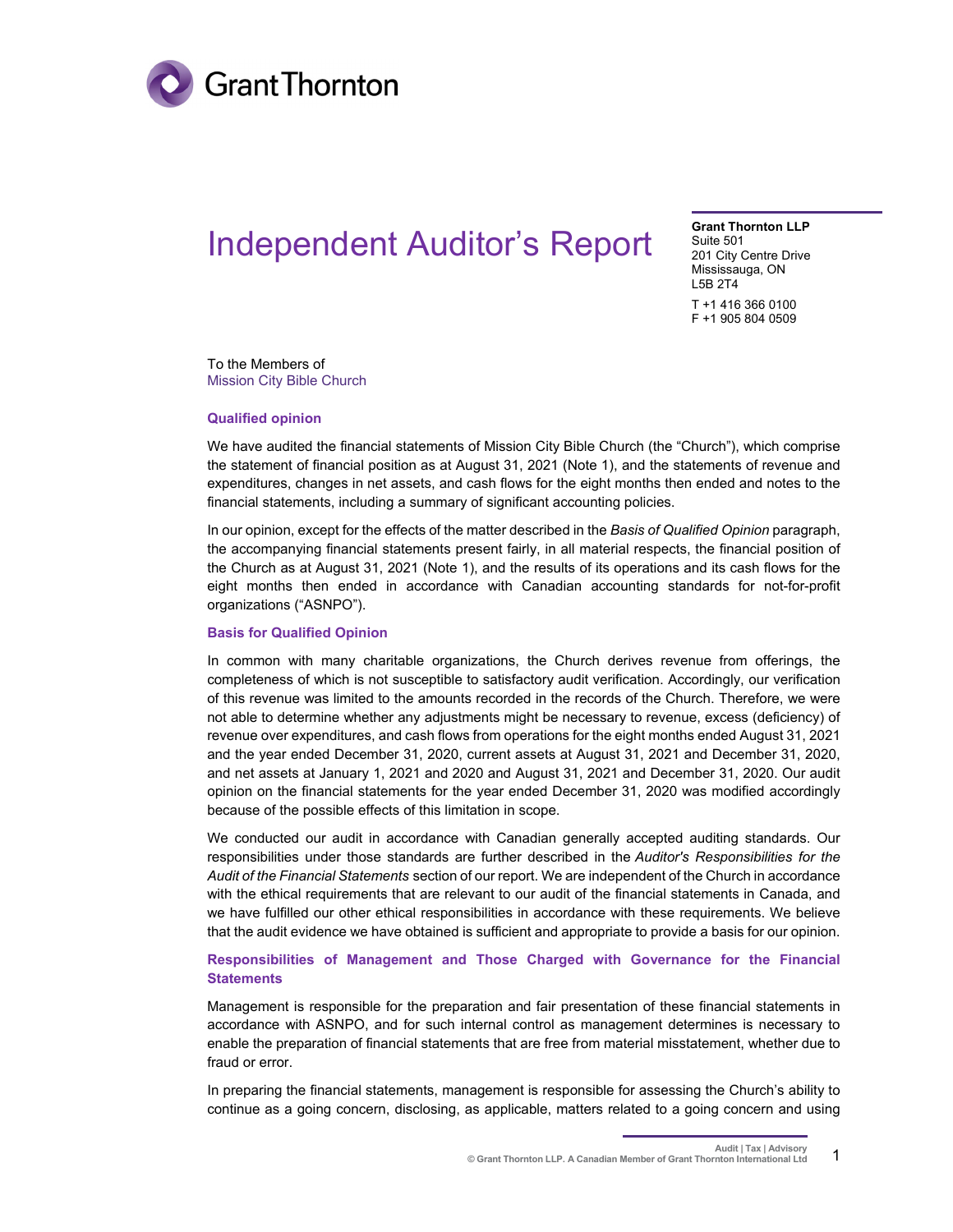Grant Thornton

# Independent Auditor's Report

**Grant Thornton LLP**
Suite 501
201 City Centre Drive
Mississauga, ON
L5B 2T4

T +1 416 366 0100
F +1 905 804 0509

To the Members of
Mission City Bible Church

## Qualified opinion

We have audited the financial statements of Mission City Bible Church (the "Church"), which comprise the statement of financial position as at August 31, 2021 (Note 1), and the statements of revenue and expenditures, changes in net assets, and cash flows for the eight months then ended and notes to the financial statements, including a summary of significant accounting policies.

In our opinion, except for the effects of the matter described in the *Basis of Qualified Opinion* paragraph, the accompanying financial statements present fairly, in all material respects, the financial position of the Church as at August 31, 2021 (Note 1), and the results of its operations and its cash flows for the eight months then ended in accordance with Canadian accounting standards for not-for-profit organizations ("ASNPO").

## Basis for Qualified Opinion

In common with many charitable organizations, the Church derives revenue from offerings, the completeness of which is not susceptible to satisfactory audit verification. Accordingly, our verification of this revenue was limited to the amounts recorded in the records of the Church. Therefore, we were not able to determine whether any adjustments might be necessary to revenue, excess (deficiency) of revenue over expenditures, and cash flows from operations for the eight months ended August 31, 2021 and the year ended December 31, 2020, current assets at August 31, 2021 and December 31, 2020, and net assets at January 1, 2021 and 2020 and August 31, 2021 and December 31, 2020. Our audit opinion on the financial statements for the year ended December 31, 2020 was modified accordingly because of the possible effects of this limitation in scope.

We conducted our audit in accordance with Canadian generally accepted auditing standards. Our responsibilities under those standards are further described in the *Auditor's Responsibilities for the Audit of the Financial Statements* section of our report. We are independent of the Church in accordance with the ethical requirements that are relevant to our audit of the financial statements in Canada, and we have fulfilled our other ethical responsibilities in accordance with these requirements. We believe that the audit evidence we have obtained is sufficient and appropriate to provide a basis for our opinion.

## Responsibilities of Management and Those Charged with Governance for the Financial Statements

Management is responsible for the preparation and fair presentation of these financial statements in accordance with ASNPO, and for such internal control as management determines is necessary to enable the preparation of financial statements that are free from material misstatement, whether due to fraud or error.

In preparing the financial statements, management is responsible for assessing the Church's ability to continue as a going concern, disclosing, as applicable, matters related to a going concern and using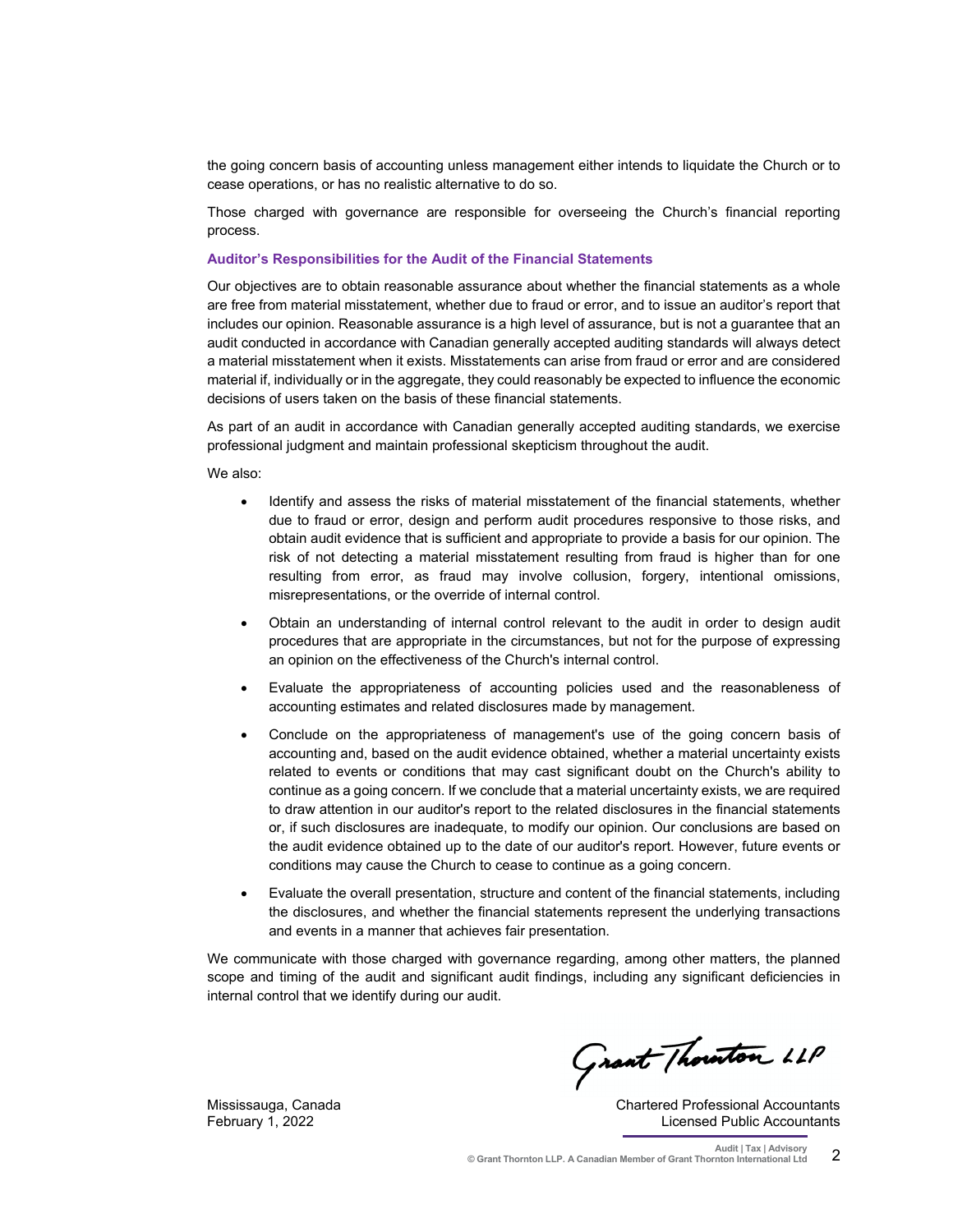the going concern basis of accounting unless management either intends to liquidate the Church or to cease operations, or has no realistic alternative to do so.

Those charged with governance are responsible for overseeing the Church's financial reporting process.

### Auditor's Responsibilities for the Audit of the Financial Statements

Our objectives are to obtain reasonable assurance about whether the financial statements as a whole are free from material misstatement, whether due to fraud or error, and to issue an auditor's report that includes our opinion. Reasonable assurance is a high level of assurance, but is not a guarantee that an audit conducted in accordance with Canadian generally accepted auditing standards will always detect a material misstatement when it exists. Misstatements can arise from fraud or error and are considered material if, individually or in the aggregate, they could reasonably be expected to influence the economic decisions of users taken on the basis of these financial statements.

As part of an audit in accordance with Canadian generally accepted auditing standards, we exercise professional judgment and maintain professional skepticism throughout the audit.

We also:

- Identify and assess the risks of material misstatement of the financial statements, whether due to fraud or error, design and perform audit procedures responsive to those risks, and obtain audit evidence that is sufficient and appropriate to provide a basis for our opinion. The risk of not detecting a material misstatement resulting from fraud is higher than for one resulting from error, as fraud may involve collusion, forgery, intentional omissions, misrepresentations, or the override of internal control.
- Obtain an understanding of internal control relevant to the audit in order to design audit procedures that are appropriate in the circumstances, but not for the purpose of expressing an opinion on the effectiveness of the Church's internal control.
- Evaluate the appropriateness of accounting policies used and the reasonableness of accounting estimates and related disclosures made by management.
- Conclude on the appropriateness of management's use of the going concern basis of accounting and, based on the audit evidence obtained, whether a material uncertainty exists related to events or conditions that may cast significant doubt on the Church's ability to continue as a going concern. If we conclude that a material uncertainty exists, we are required to draw attention in our auditor's report to the related disclosures in the financial statements or, if such disclosures are inadequate, to modify our opinion. Our conclusions are based on the audit evidence obtained up to the date of our auditor's report. However, future events or conditions may cause the Church to cease to continue as a going concern.
- Evaluate the overall presentation, structure and content of the financial statements, including the disclosures, and whether the financial statements represent the underlying transactions and events in a manner that achieves fair presentation.

We communicate with those charged with governance regarding, among other matters, the planned scope and timing of the audit and significant audit findings, including any significant deficiencies in internal control that we identify during our audit.

Grant Thornton LLP

Mississauga, Canada
February 1, 2022

Chartered Professional Accountants
Licensed Public Accountants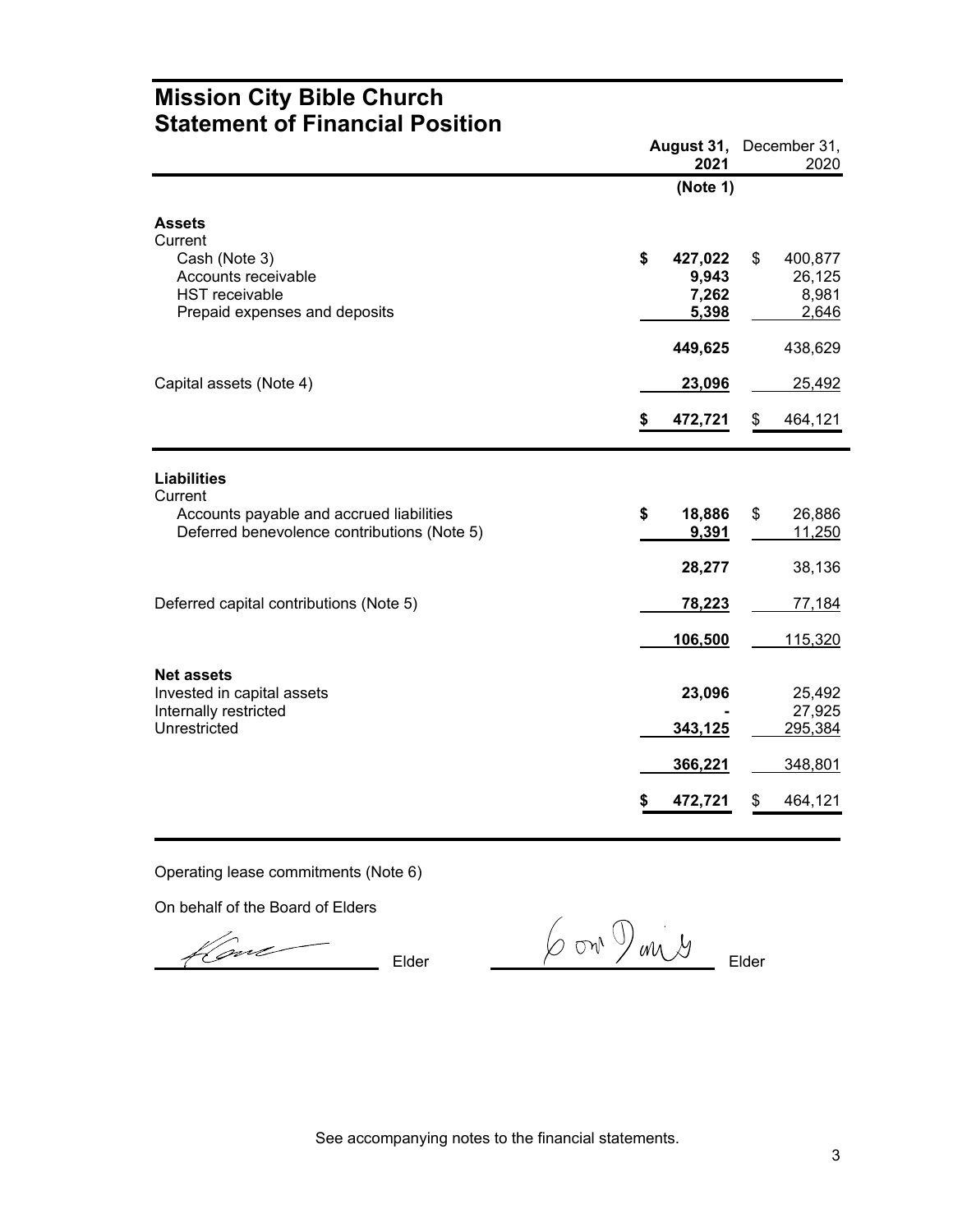# Mission City Bible Church
# Statement of Financial Position

| | **August 31, 2021** | December 31, 2020 |
|---|---|---|
| | **(Note 1)** | |
| **Assets** | | |
| Current | | |
| Cash (Note 3) | **$ 427,022** | $ 400,877 |
| Accounts receivable | **9,943** | 26,125 |
| HST receivable | **7,262** | 8,981 |
| Prepaid expenses and deposits | **5,398** | 2,646 |
| | **449,625** | 438,629 |
| Capital assets (Note 4) | **23,096** | 25,492 |
| | **$ 472,721** | $ 464,121 |
| **Liabilities** | | |
| Current | | |
| Accounts payable and accrued liabilities | **$ 18,886** | $ 26,886 |
| Deferred benevolence contributions (Note 5) | **9,391** | 11,250 |
| | **28,277** | 38,136 |
| Deferred capital contributions (Note 5) | **78,223** | 77,184 |
| | **106,500** | 115,320 |
| **Net assets** | | |
| Invested in capital assets | **23,096** | 25,492 |
| Internally restricted | **-** | 27,925 |
| Unrestricted | **343,125** | 295,384 |
| | **366,221** | 348,801 |
| | **$ 472,721** | $ 464,121 |

Operating lease commitments (Note 6)

On behalf of the Board of Elders

_______________ Elder     _______________ Elder

See accompanying notes to the financial statements.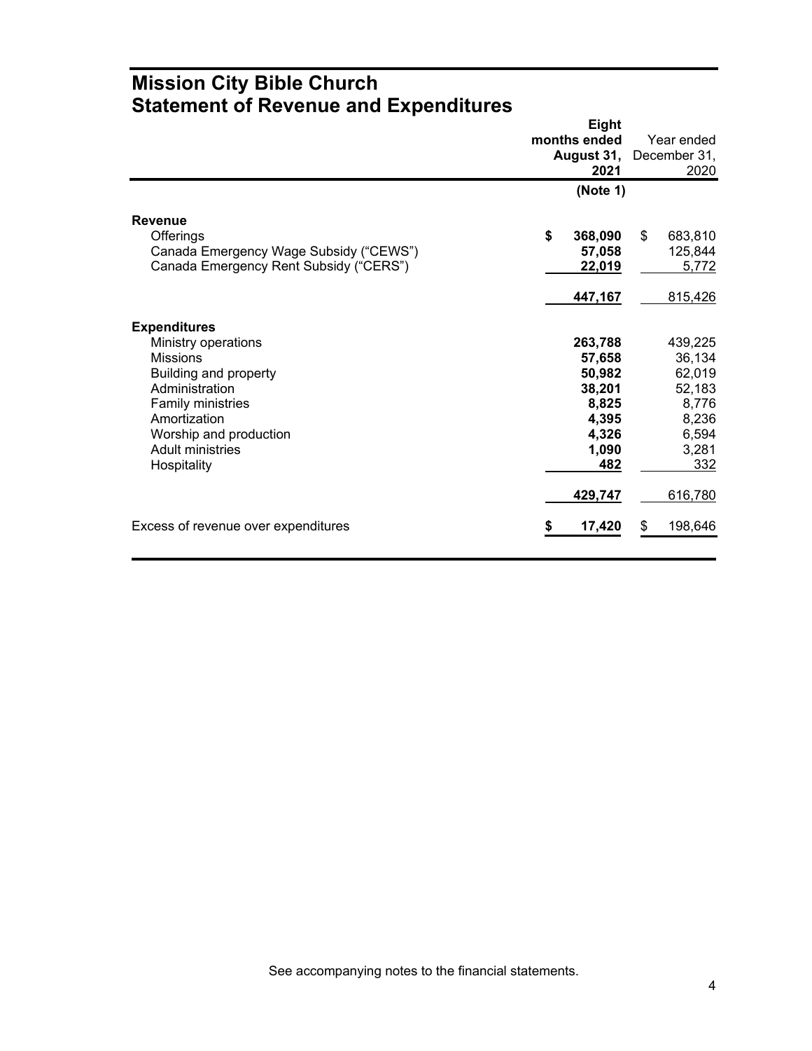# Mission City Bible Church
# Statement of Revenue and Expenditures

| | Eight months ended August 31, 2021 | Year ended December 31, 2020 |
|---|---|---|
| | (Note 1) | |
| **Revenue** | | |
| Offerings | $ 368,090 | $ 683,810 |
| Canada Emergency Wage Subsidy ("CEWS") | 57,058 | 125,844 |
| Canada Emergency Rent Subsidy ("CERS") | 22,019 | 5,772 |
| | 447,167 | 815,426 |
| **Expenditures** | | |
| Ministry operations | 263,788 | 439,225 |
| Missions | 57,658 | 36,134 |
| Building and property | 50,982 | 62,019 |
| Administration | 38,201 | 52,183 |
| Family ministries | 8,825 | 8,776 |
| Amortization | 4,395 | 8,236 |
| Worship and production | 4,326 | 6,594 |
| Adult ministries | 1,090 | 3,281 |
| Hospitality | 482 | 332 |
| | 429,747 | 616,780 |
| Excess of revenue over expenditures | $ 17,420 | $ 198,646 |

See accompanying notes to the financial statements.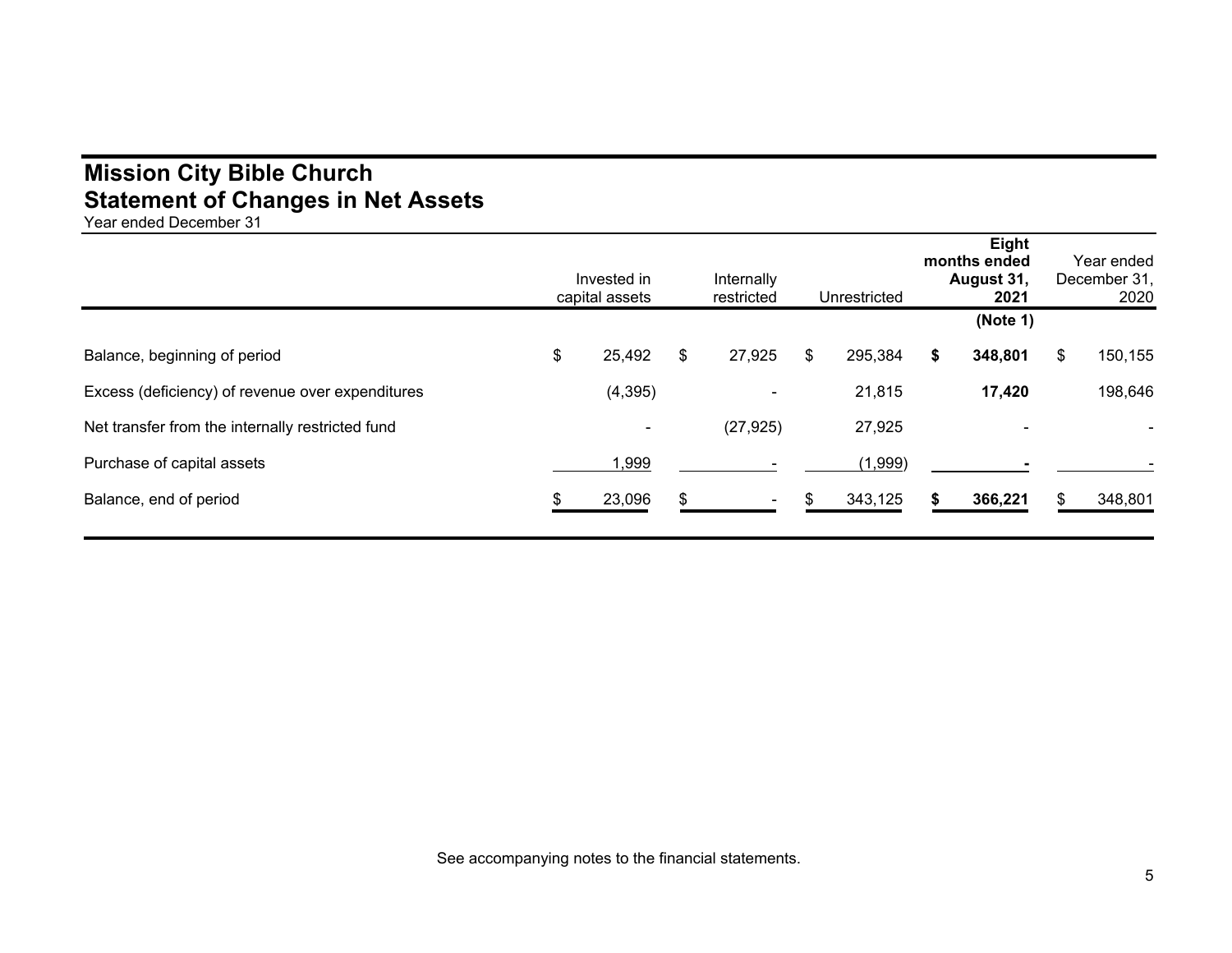# Mission City Bible Church
## Statement of Changes in Net Assets

Year ended December 31

| | Invested in capital assets | Internally restricted | Unrestricted | **Eight months ended August 31, 2021 (Note 1)** | Year ended December 31, 2020 |
|---|---|---|---|---|---|
| Balance, beginning of period | $ 25,492 | $ 27,925 | $ 295,384 | **$ 348,801** | $ 150,155 |
| Excess (deficiency) of revenue over expenditures | (4,395) | - | 21,815 | **17,420** | 198,646 |
| Net transfer from the internally restricted fund | - | (27,925) | 27,925 | - | - |
| Purchase of capital assets | 1,999 | - | (1,999) | **-** | - |
| Balance, end of period | $ 23,096 | $ - | $ 343,125 | **$ 366,221** | $ 348,801 |

See accompanying notes to the financial statements.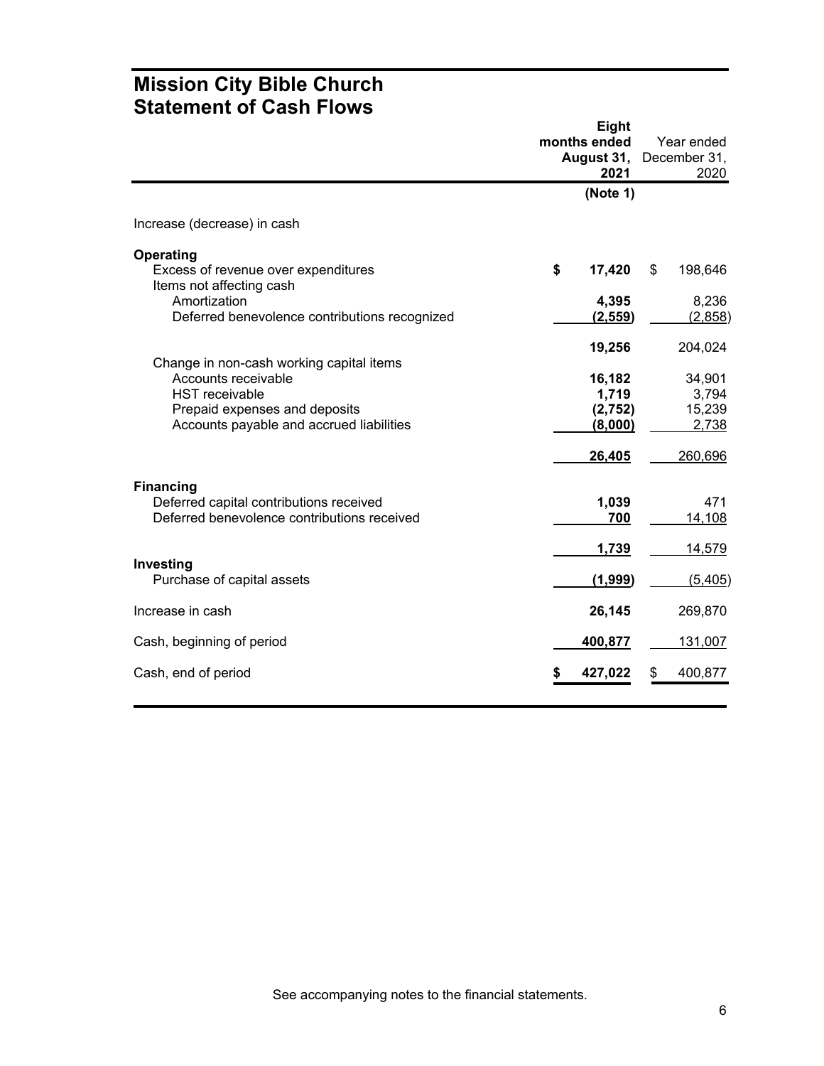# Mission City Bible Church
# Statement of Cash Flows

| | Eight months ended August 31, 2021 (Note 1) | Year ended December 31, 2020 |
|---|---|---|
| Increase (decrease) in cash | | |
| **Operating** | | |
| Excess of revenue over expenditures | **$ 17,420** | $ 198,646 |
| Items not affecting cash | | |
| Amortization | **4,395** | 8,236 |
| Deferred benevolence contributions recognized | **(2,559)** | (2,858) |
| | **19,256** | 204,024 |
| Change in non-cash working capital items | | |
| Accounts receivable | **16,182** | 34,901 |
| HST receivable | **1,719** | 3,794 |
| Prepaid expenses and deposits | **(2,752)** | 15,239 |
| Accounts payable and accrued liabilities | **(8,000)** | 2,738 |
| | **26,405** | 260,696 |
| **Financing** | | |
| Deferred capital contributions received | **1,039** | 471 |
| Deferred benevolence contributions received | **700** | 14,108 |
| | **1,739** | 14,579 |
| **Investing** | | |
| Purchase of capital assets | **(1,999)** | (5,405) |
| Increase in cash | **26,145** | 269,870 |
| Cash, beginning of period | **400,877** | 131,007 |
| Cash, end of period | **$ 427,022** | $ 400,877 |

See accompanying notes to the financial statements.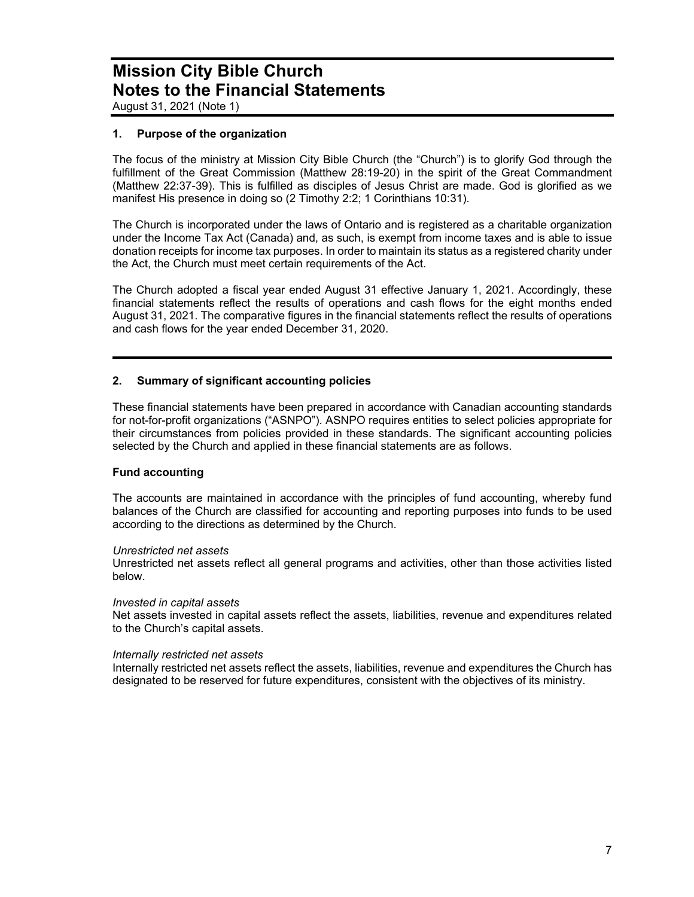# Mission City Bible Church
# Notes to the Financial Statements

August 31, 2021 (Note 1)

## 1. Purpose of the organization

The focus of the ministry at Mission City Bible Church (the "Church") is to glorify God through the fulfillment of the Great Commission (Matthew 28:19-20) in the spirit of the Great Commandment (Matthew 22:37-39). This is fulfilled as disciples of Jesus Christ are made. God is glorified as we manifest His presence in doing so (2 Timothy 2:2; 1 Corinthians 10:31).

The Church is incorporated under the laws of Ontario and is registered as a charitable organization under the Income Tax Act (Canada) and, as such, is exempt from income taxes and is able to issue donation receipts for income tax purposes. In order to maintain its status as a registered charity under the Act, the Church must meet certain requirements of the Act.

The Church adopted a fiscal year ended August 31 effective January 1, 2021. Accordingly, these financial statements reflect the results of operations and cash flows for the eight months ended August 31, 2021. The comparative figures in the financial statements reflect the results of operations and cash flows for the year ended December 31, 2020.

## 2. Summary of significant accounting policies

These financial statements have been prepared in accordance with Canadian accounting standards for not-for-profit organizations ("ASNPO"). ASNPO requires entities to select policies appropriate for their circumstances from policies provided in these standards. The significant accounting policies selected by the Church and applied in these financial statements are as follows.

### Fund accounting

The accounts are maintained in accordance with the principles of fund accounting, whereby fund balances of the Church are classified for accounting and reporting purposes into funds to be used according to the directions as determined by the Church.

*Unrestricted net assets*
Unrestricted net assets reflect all general programs and activities, other than those activities listed below.

*Invested in capital assets*
Net assets invested in capital assets reflect the assets, liabilities, revenue and expenditures related to the Church's capital assets.

*Internally restricted net assets*
Internally restricted net assets reflect the assets, liabilities, revenue and expenditures the Church has designated to be reserved for future expenditures, consistent with the objectives of its ministry.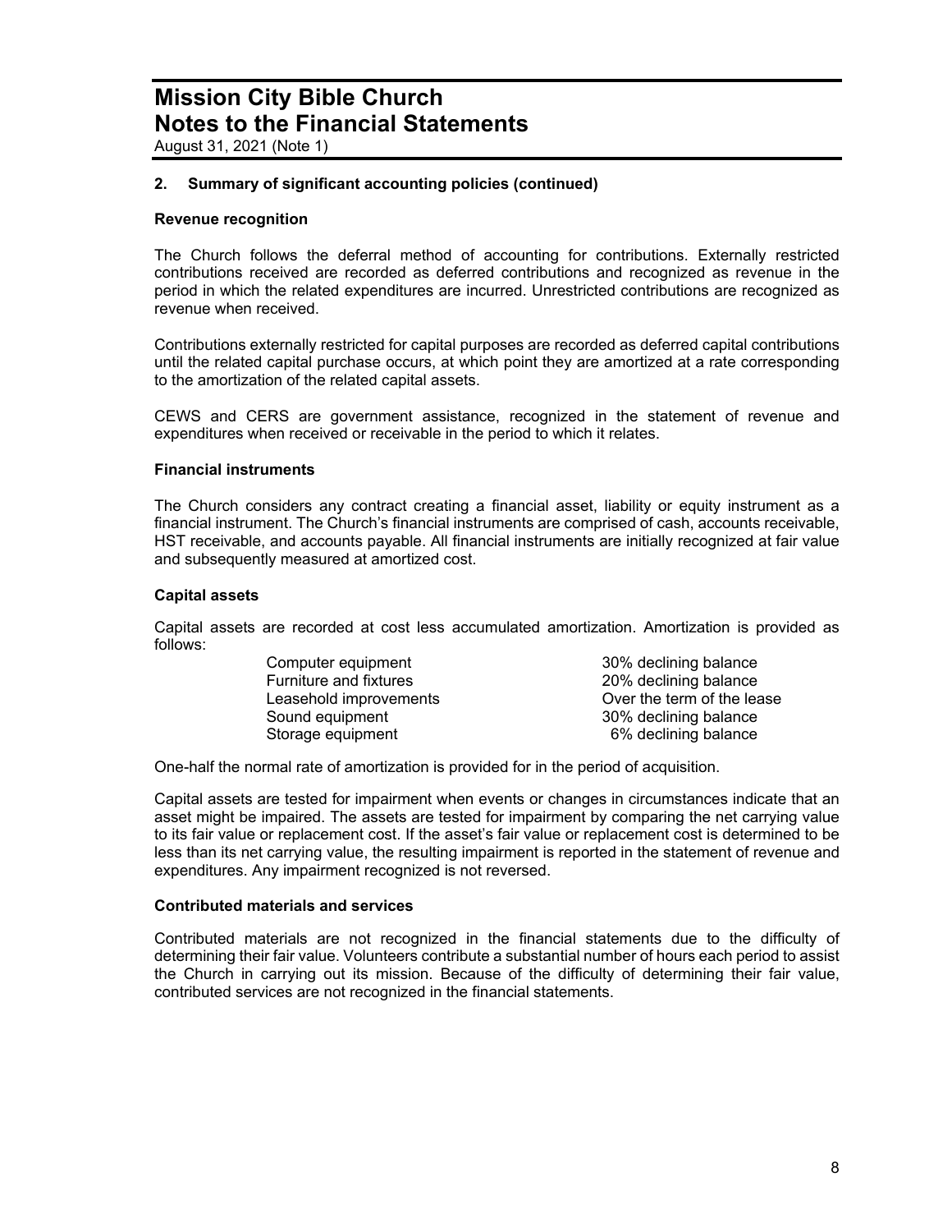# Mission City Bible Church
# Notes to the Financial Statements

August 31, 2021 (Note 1)

## 2. Summary of significant accounting policies (continued)

### Revenue recognition

The Church follows the deferral method of accounting for contributions. Externally restricted contributions received are recorded as deferred contributions and recognized as revenue in the period in which the related expenditures are incurred. Unrestricted contributions are recognized as revenue when received.

Contributions externally restricted for capital purposes are recorded as deferred capital contributions until the related capital purchase occurs, at which point they are amortized at a rate corresponding to the amortization of the related capital assets.

CEWS and CERS are government assistance, recognized in the statement of revenue and expenditures when received or receivable in the period to which it relates.

### Financial instruments

The Church considers any contract creating a financial asset, liability or equity instrument as a financial instrument. The Church's financial instruments are comprised of cash, accounts receivable, HST receivable, and accounts payable. All financial instruments are initially recognized at fair value and subsequently measured at amortized cost.

### Capital assets

Capital assets are recorded at cost less accumulated amortization. Amortization is provided as follows:

| | |
|---|---|
| Computer equipment | 30% declining balance |
| Furniture and fixtures | 20% declining balance |
| Leasehold improvements | Over the term of the lease |
| Sound equipment | 30% declining balance |
| Storage equipment | 6% declining balance |

One-half the normal rate of amortization is provided for in the period of acquisition.

Capital assets are tested for impairment when events or changes in circumstances indicate that an asset might be impaired. The assets are tested for impairment by comparing the net carrying value to its fair value or replacement cost. If the asset's fair value or replacement cost is determined to be less than its net carrying value, the resulting impairment is reported in the statement of revenue and expenditures. Any impairment recognized is not reversed.

### Contributed materials and services

Contributed materials are not recognized in the financial statements due to the difficulty of determining their fair value. Volunteers contribute a substantial number of hours each period to assist the Church in carrying out its mission. Because of the difficulty of determining their fair value, contributed services are not recognized in the financial statements.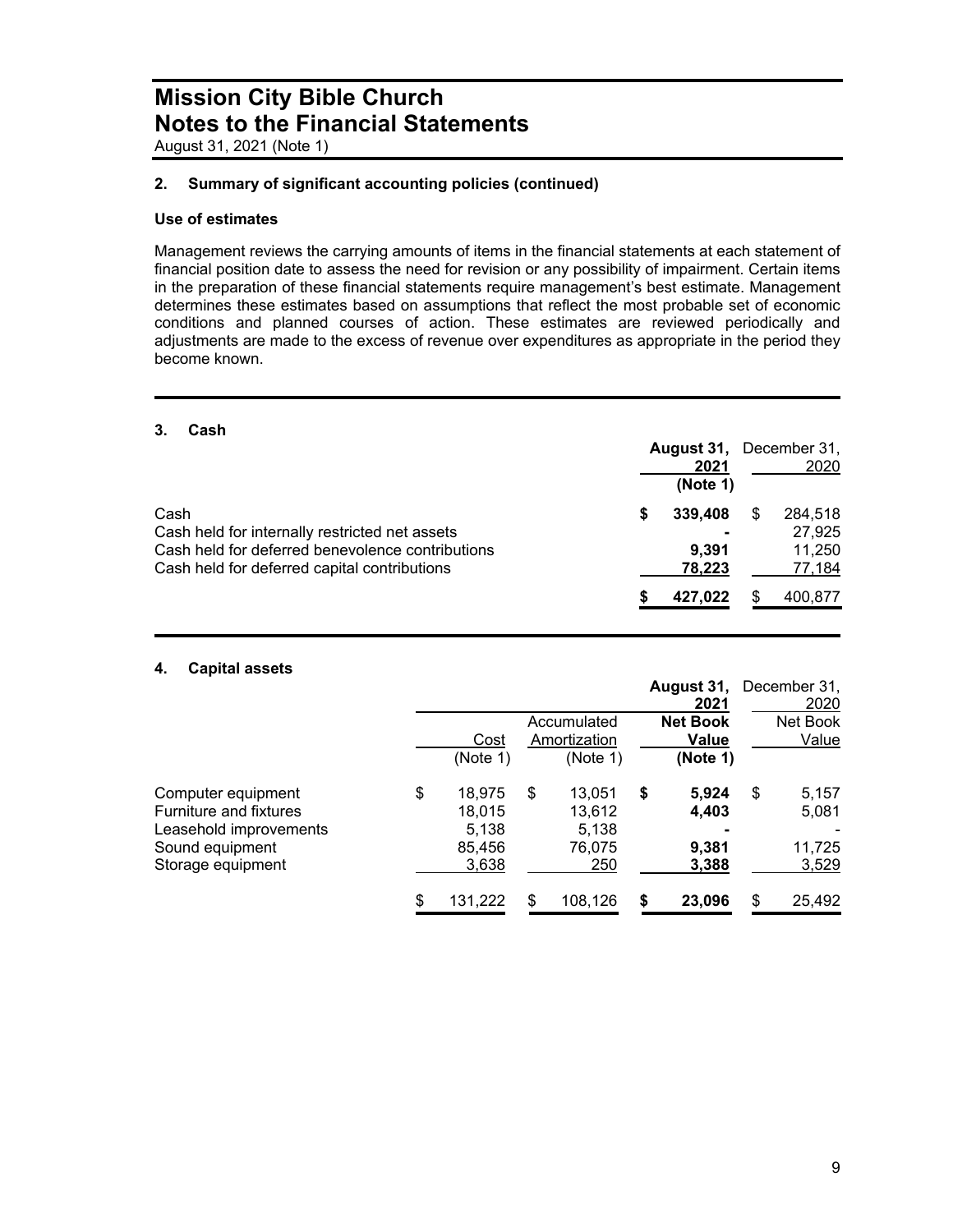# Mission City Bible Church
# Notes to the Financial Statements

August 31, 2021 (Note 1)

### 2. Summary of significant accounting policies (continued)

**Use of estimates**

Management reviews the carrying amounts of items in the financial statements at each statement of financial position date to assess the need for revision or any possibility of impairment. Certain items in the preparation of these financial statements require management's best estimate. Management determines these estimates based on assumptions that reflect the most probable set of economic conditions and planned courses of action. These estimates are reviewed periodically and adjustments are made to the excess of revenue over expenditures as appropriate in the period they become known.

### 3. Cash

| | **August 31, 2021 (Note 1)** | December 31, 2020 |
|---|---|---|
| Cash | **$ 339,408** | $ 284,518 |
| Cash held for internally restricted net assets | **-** | 27,925 |
| Cash held for deferred benevolence contributions | **9,391** | 11,250 |
| Cash held for deferred capital contributions | **78,223** | 77,184 |
| | **$ 427,022** | $ 400,877 |

### 4. Capital assets

| | | | **August 31, 2021** | December 31, 2020 |
|---|---|---|---|---|
| | Cost (Note 1) | Accumulated Amortization (Note 1) | **Net Book Value (Note 1)** | Net Book Value |
| Computer equipment | $ 18,975 | $ 13,051 | **$ 5,924** | $ 5,157 |
| Furniture and fixtures | 18,015 | 13,612 | **4,403** | 5,081 |
| Leasehold improvements | 5,138 | 5,138 | **-** | - |
| Sound equipment | 85,456 | 76,075 | **9,381** | 11,725 |
| Storage equipment | 3,638 | 250 | **3,388** | 3,529 |
| | $ 131,222 | $ 108,126 | **$ 23,096** | $ 25,492 |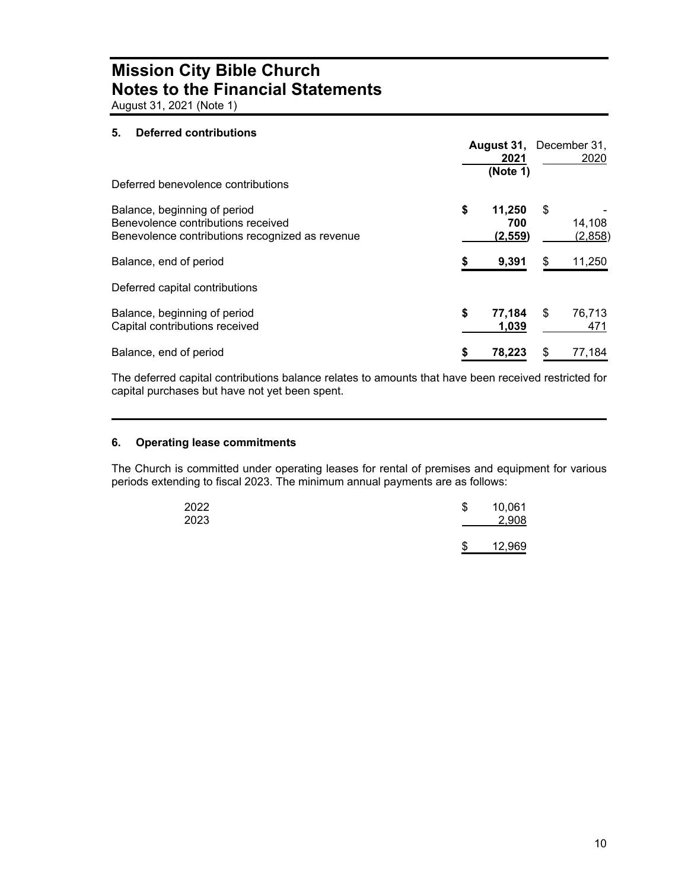# Mission City Bible Church
# Notes to the Financial Statements

August 31, 2021 (Note 1)

## 5. Deferred contributions

| | **August 31, 2021 (Note 1)** | December 31, 2020 |
|---|---|---|
| Deferred benevolence contributions | | |
| Balance, beginning of period | **$ 11,250** | $ - |
| Benevolence contributions received | **700** | 14,108 |
| Benevolence contributions recognized as revenue | **(2,559)** | (2,858) |
| Balance, end of period | **$ 9,391** | $ 11,250 |
| Deferred capital contributions | | |
| Balance, beginning of period | **$ 77,184** | $ 76,713 |
| Capital contributions received | **1,039** | 471 |
| Balance, end of period | **$ 78,223** | $ 77,184 |

The deferred capital contributions balance relates to amounts that have been received restricted for capital purchases but have not yet been spent.

## 6. Operating lease commitments

The Church is committed under operating leases for rental of premises and equipment for various periods extending to fiscal 2023. The minimum annual payments are as follows:

| | |
|---|---|
| 2022 | $ 10,061 |
| 2023 | 2,908 |
| | $ 12,969 |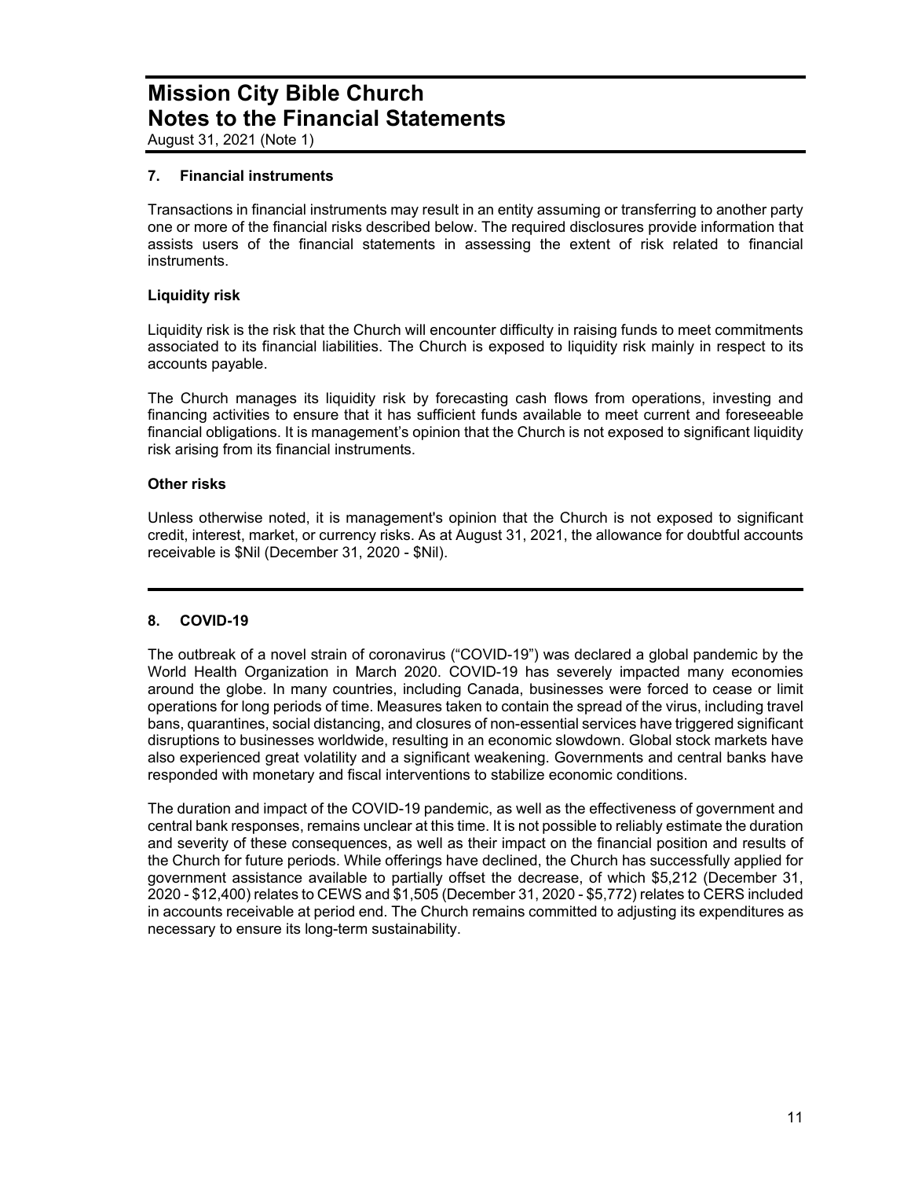# Mission City Bible Church
# Notes to the Financial Statements

August 31, 2021 (Note 1)

## 7. Financial instruments

Transactions in financial instruments may result in an entity assuming or transferring to another party one or more of the financial risks described below. The required disclosures provide information that assists users of the financial statements in assessing the extent of risk related to financial instruments.

### Liquidity risk

Liquidity risk is the risk that the Church will encounter difficulty in raising funds to meet commitments associated to its financial liabilities. The Church is exposed to liquidity risk mainly in respect to its accounts payable.

The Church manages its liquidity risk by forecasting cash flows from operations, investing and financing activities to ensure that it has sufficient funds available to meet current and foreseeable financial obligations. It is management's opinion that the Church is not exposed to significant liquidity risk arising from its financial instruments.

### Other risks

Unless otherwise noted, it is management's opinion that the Church is not exposed to significant credit, interest, market, or currency risks. As at August 31, 2021, the allowance for doubtful accounts receivable is $Nil (December 31, 2020 - $Nil).

## 8. COVID-19

The outbreak of a novel strain of coronavirus ("COVID-19") was declared a global pandemic by the World Health Organization in March 2020. COVID-19 has severely impacted many economies around the globe. In many countries, including Canada, businesses were forced to cease or limit operations for long periods of time. Measures taken to contain the spread of the virus, including travel bans, quarantines, social distancing, and closures of non-essential services have triggered significant disruptions to businesses worldwide, resulting in an economic slowdown. Global stock markets have also experienced great volatility and a significant weakening. Governments and central banks have responded with monetary and fiscal interventions to stabilize economic conditions.

The duration and impact of the COVID-19 pandemic, as well as the effectiveness of government and central bank responses, remains unclear at this time. It is not possible to reliably estimate the duration and severity of these consequences, as well as their impact on the financial position and results of the Church for future periods. While offerings have declined, the Church has successfully applied for government assistance available to partially offset the decrease, of which $5,212 (December 31, 2020 - $12,400) relates to CEWS and $1,505 (December 31, 2020 - $5,772) relates to CERS included in accounts receivable at period end. The Church remains committed to adjusting its expenditures as necessary to ensure its long-term sustainability.